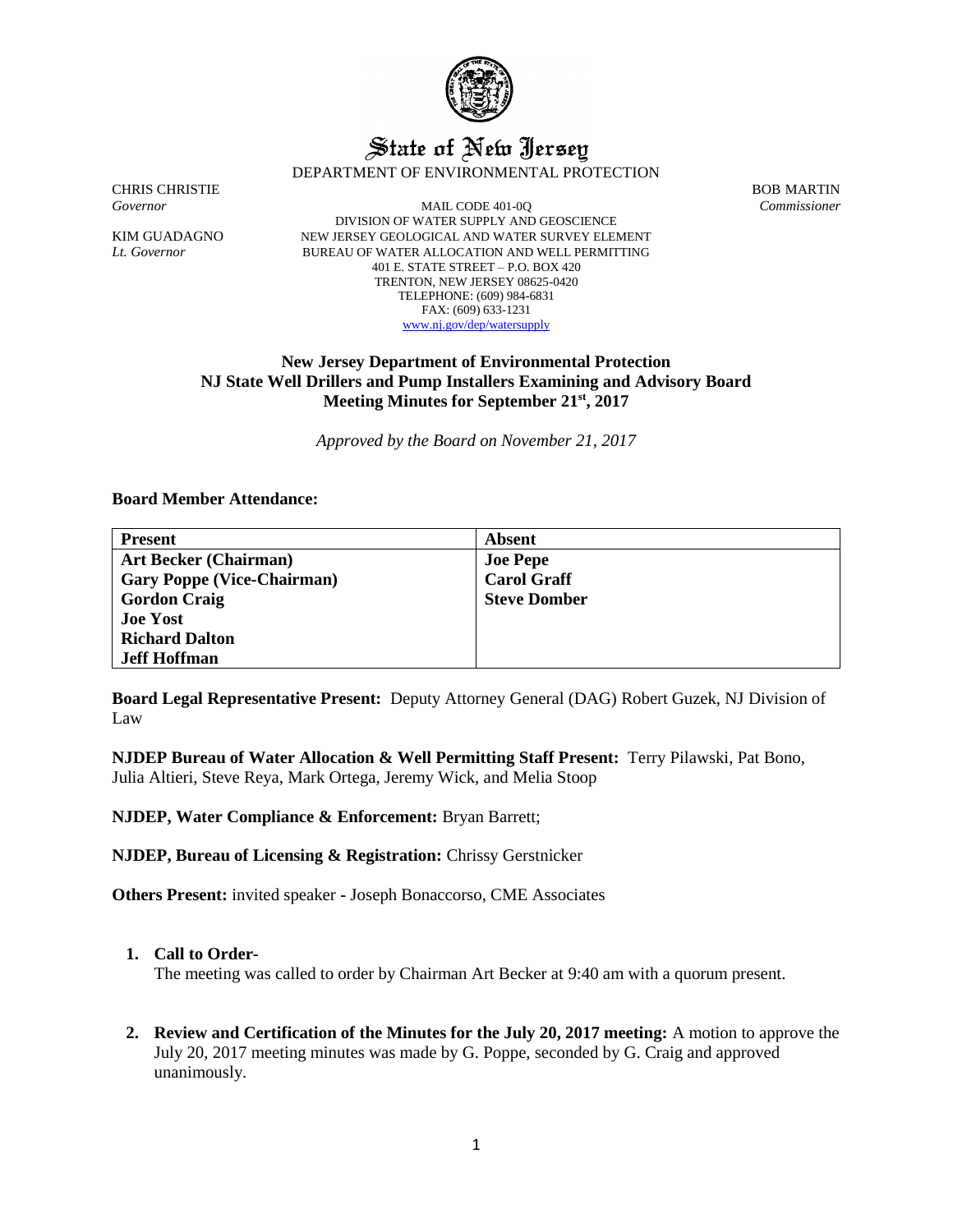# State of New Jersey

DEPARTMENT OF ENVIRONMENTAL PROTECTION

CHRIS CHRISTIE
*Governor*

KIM GUADAGNO
*Lt. Governor*

MAIL CODE 401-0Q
DIVISION OF WATER SUPPLY AND GEOSCIENCE
NEW JERSEY GEOLOGICAL AND WATER SURVEY ELEMENT
BUREAU OF WATER ALLOCATION AND WELL PERMITTING
401 E. STATE STREET – P.O. BOX 420
TRENTON, NEW JERSEY 08625-0420
TELEPHONE: (609) 984-6831
FAX: (609) 633-1231
www.nj.gov/dep/watersupply

BOB MARTIN
*Commissioner*

**New Jersey Department of Environmental Protection**
**NJ State Well Drillers and Pump Installers Examining and Advisory Board**
**Meeting Minutes for September 21st, 2017**

*Approved by the Board on November 21, 2017*

**Board Member Attendance:**

| Present | Absent |
|---|---|
| **Art Becker (Chairman)** | **Joe Pepe** |
| **Gary Poppe (Vice-Chairman)** | **Carol Graff** |
| **Gordon Craig** | **Steve Domber** |
| **Joe Yost** | |
| **Richard Dalton** | |
| **Jeff Hoffman** | |

**Board Legal Representative Present:** Deputy Attorney General (DAG) Robert Guzek, NJ Division of Law

**NJDEP Bureau of Water Allocation & Well Permitting Staff Present:** Terry Pilawski, Pat Bono, Julia Altieri, Steve Reya, Mark Ortega, Jeremy Wick, and Melia Stoop

**NJDEP, Water Compliance & Enforcement:** Bryan Barrett;

**NJDEP, Bureau of Licensing & Registration:** Chrissy Gerstnicker

**Others Present:** invited speaker - Joseph Bonaccorso, CME Associates

1. **Call to Order-**
   The meeting was called to order by Chairman Art Becker at 9:40 am with a quorum present.

2. **Review and Certification of the Minutes for the July 20, 2017 meeting:** A motion to approve the July 20, 2017 meeting minutes was made by G. Poppe, seconded by G. Craig and approved unanimously.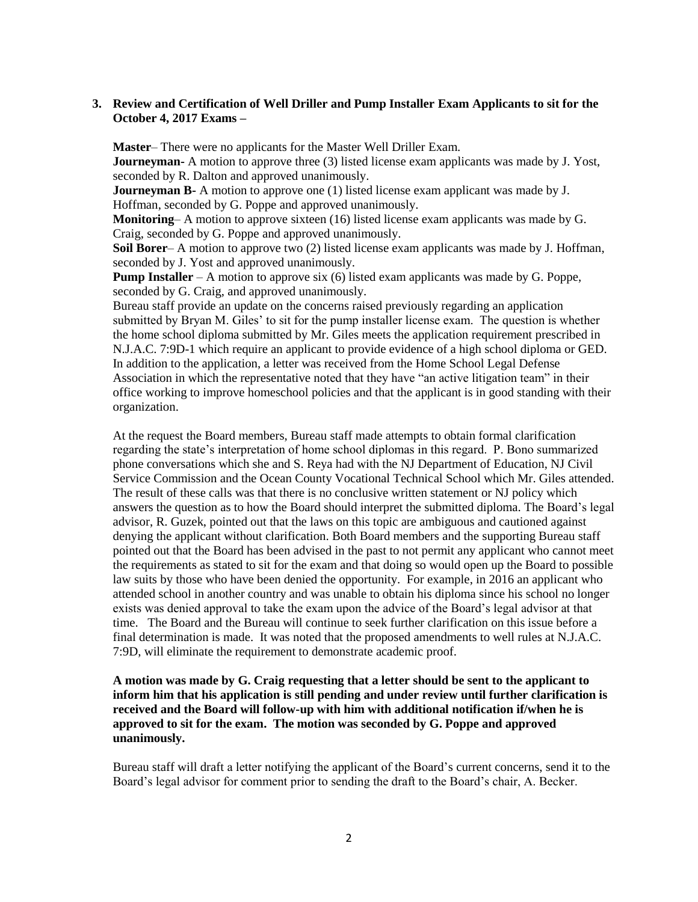3. **Review and Certification of Well Driller and Pump Installer Exam Applicants to sit for the October 4, 2017 Exams –**

**Master**– There were no applicants for the Master Well Driller Exam.
**Journeyman-** A motion to approve three (3) listed license exam applicants was made by J. Yost, seconded by R. Dalton and approved unanimously.
**Journeyman B-** A motion to approve one (1) listed license exam applicant was made by J. Hoffman, seconded by G. Poppe and approved unanimously.
**Monitoring**– A motion to approve sixteen (16) listed license exam applicants was made by G. Craig, seconded by G. Poppe and approved unanimously.
**Soil Borer**– A motion to approve two (2) listed license exam applicants was made by J. Hoffman, seconded by J. Yost and approved unanimously.
**Pump Installer** – A motion to approve six (6) listed exam applicants was made by G. Poppe, seconded by G. Craig, and approved unanimously.
Bureau staff provide an update on the concerns raised previously regarding an application submitted by Bryan M. Giles' to sit for the pump installer license exam. The question is whether the home school diploma submitted by Mr. Giles meets the application requirement prescribed in N.J.A.C. 7:9D-1 which require an applicant to provide evidence of a high school diploma or GED. In addition to the application, a letter was received from the Home School Legal Defense Association in which the representative noted that they have "an active litigation team" in their office working to improve homeschool policies and that the applicant is in good standing with their organization.

At the request the Board members, Bureau staff made attempts to obtain formal clarification regarding the state's interpretation of home school diplomas in this regard. P. Bono summarized phone conversations which she and S. Reya had with the NJ Department of Education, NJ Civil Service Commission and the Ocean County Vocational Technical School which Mr. Giles attended. The result of these calls was that there is no conclusive written statement or NJ policy which answers the question as to how the Board should interpret the submitted diploma. The Board's legal advisor, R. Guzek, pointed out that the laws on this topic are ambiguous and cautioned against denying the applicant without clarification. Both Board members and the supporting Bureau staff pointed out that the Board has been advised in the past to not permit any applicant who cannot meet the requirements as stated to sit for the exam and that doing so would open up the Board to possible law suits by those who have been denied the opportunity. For example, in 2016 an applicant who attended school in another country and was unable to obtain his diploma since his school no longer exists was denied approval to take the exam upon the advice of the Board's legal advisor at that time. The Board and the Bureau will continue to seek further clarification on this issue before a final determination is made. It was noted that the proposed amendments to well rules at N.J.A.C. 7:9D, will eliminate the requirement to demonstrate academic proof.

**A motion was made by G. Craig requesting that a letter should be sent to the applicant to inform him that his application is still pending and under review until further clarification is received and the Board will follow-up with him with additional notification if/when he is approved to sit for the exam. The motion was seconded by G. Poppe and approved unanimously.**

Bureau staff will draft a letter notifying the applicant of the Board's current concerns, send it to the Board's legal advisor for comment prior to sending the draft to the Board's chair, A. Becker.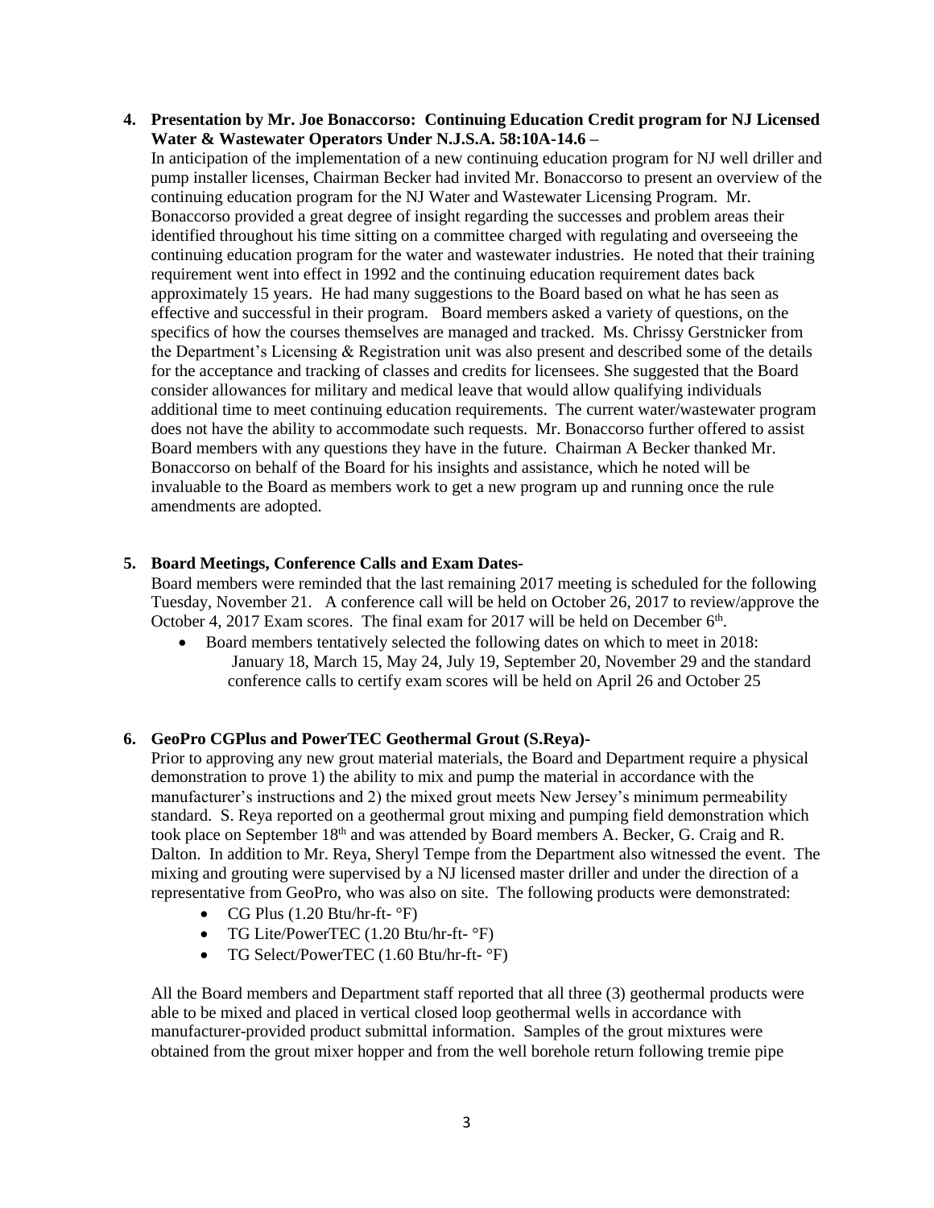4. **Presentation by Mr. Joe Bonaccorso: Continuing Education Credit program for NJ Licensed Water & Wastewater Operators Under N.J.S.A. 58:10A-14.6 –**
In anticipation of the implementation of a new continuing education program for NJ well driller and pump installer licenses, Chairman Becker had invited Mr. Bonaccorso to present an overview of the continuing education program for the NJ Water and Wastewater Licensing Program. Mr. Bonaccorso provided a great degree of insight regarding the successes and problem areas their identified throughout his time sitting on a committee charged with regulating and overseeing the continuing education program for the water and wastewater industries. He noted that their training requirement went into effect in 1992 and the continuing education requirement dates back approximately 15 years. He had many suggestions to the Board based on what he has seen as effective and successful in their program. Board members asked a variety of questions, on the specifics of how the courses themselves are managed and tracked. Ms. Chrissy Gerstnicker from the Department's Licensing & Registration unit was also present and described some of the details for the acceptance and tracking of classes and credits for licensees. She suggested that the Board consider allowances for military and medical leave that would allow qualifying individuals additional time to meet continuing education requirements. The current water/wastewater program does not have the ability to accommodate such requests. Mr. Bonaccorso further offered to assist Board members with any questions they have in the future. Chairman A Becker thanked Mr. Bonaccorso on behalf of the Board for his insights and assistance, which he noted will be invaluable to the Board as members work to get a new program up and running once the rule amendments are adopted.

5. **Board Meetings, Conference Calls and Exam Dates-**
Board members were reminded that the last remaining 2017 meeting is scheduled for the following Tuesday, November 21. A conference call will be held on October 26, 2017 to review/approve the October 4, 2017 Exam scores. The final exam for 2017 will be held on December 6th.
   - Board members tentatively selected the following dates on which to meet in 2018: January 18, March 15, May 24, July 19, September 20, November 29 and the standard conference calls to certify exam scores will be held on April 26 and October 25

6. **GeoPro CGPlus and PowerTEC Geothermal Grout (S.Reya)-**
Prior to approving any new grout material materials, the Board and Department require a physical demonstration to prove 1) the ability to mix and pump the material in accordance with the manufacturer's instructions and 2) the mixed grout meets New Jersey's minimum permeability standard. S. Reya reported on a geothermal grout mixing and pumping field demonstration which took place on September 18th and was attended by Board members A. Becker, G. Craig and R. Dalton. In addition to Mr. Reya, Sheryl Tempe from the Department also witnessed the event. The mixing and grouting were supervised by a NJ licensed master driller and under the direction of a representative from GeoPro, who was also on site. The following products were demonstrated:
   - CG Plus (1.20 Btu/hr-ft- °F)
   - TG Lite/PowerTEC (1.20 Btu/hr-ft- °F)
   - TG Select/PowerTEC (1.60 Btu/hr-ft- °F)

   All the Board members and Department staff reported that all three (3) geothermal products were able to be mixed and placed in vertical closed loop geothermal wells in accordance with manufacturer-provided product submittal information. Samples of the grout mixtures were obtained from the grout mixer hopper and from the well borehole return following tremie pipe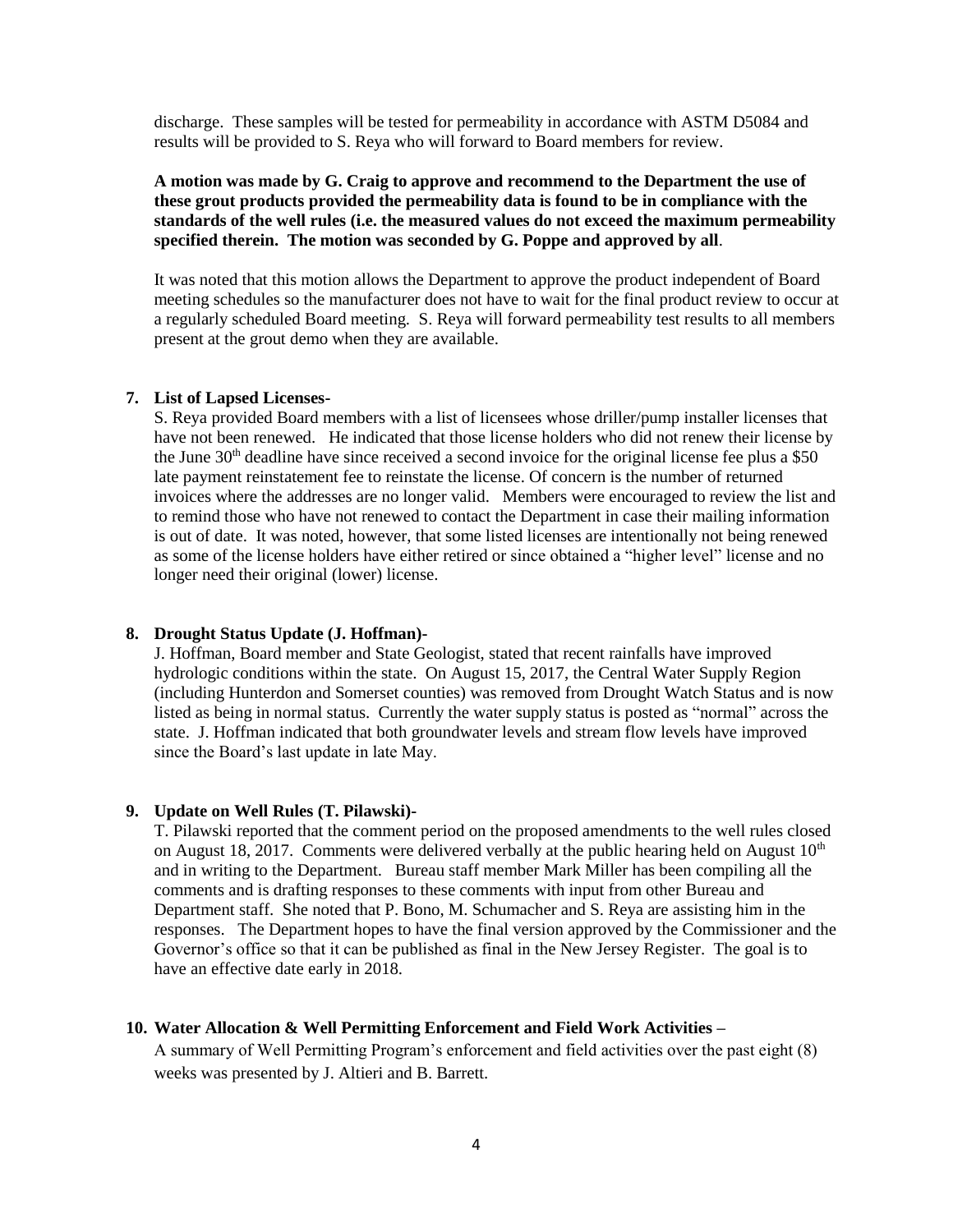discharge. These samples will be tested for permeability in accordance with ASTM D5084 and results will be provided to S. Reya who will forward to Board members for review.

**A motion was made by G. Craig to approve and recommend to the Department the use of these grout products provided the permeability data is found to be in compliance with the standards of the well rules (i.e. the measured values do not exceed the maximum permeability specified therein. The motion was seconded by G. Poppe and approved by all**.

It was noted that this motion allows the Department to approve the product independent of Board meeting schedules so the manufacturer does not have to wait for the final product review to occur at a regularly scheduled Board meeting. S. Reya will forward permeability test results to all members present at the grout demo when they are available.

**7. List of Lapsed Licenses-**

S. Reya provided Board members with a list of licensees whose driller/pump installer licenses that have not been renewed. He indicated that those license holders who did not renew their license by the June 30th deadline have since received a second invoice for the original license fee plus a $50 late payment reinstatement fee to reinstate the license. Of concern is the number of returned invoices where the addresses are no longer valid. Members were encouraged to review the list and to remind those who have not renewed to contact the Department in case their mailing information is out of date. It was noted, however, that some listed licenses are intentionally not being renewed as some of the license holders have either retired or since obtained a "higher level" license and no longer need their original (lower) license.

**8. Drought Status Update (J. Hoffman)-**

J. Hoffman, Board member and State Geologist, stated that recent rainfalls have improved hydrologic conditions within the state. On August 15, 2017, the Central Water Supply Region (including Hunterdon and Somerset counties) was removed from Drought Watch Status and is now listed as being in normal status. Currently the water supply status is posted as "normal" across the state. J. Hoffman indicated that both groundwater levels and stream flow levels have improved since the Board's last update in late May.

**9. Update on Well Rules (T. Pilawski)-**

T. Pilawski reported that the comment period on the proposed amendments to the well rules closed on August 18, 2017. Comments were delivered verbally at the public hearing held on August 10th and in writing to the Department. Bureau staff member Mark Miller has been compiling all the comments and is drafting responses to these comments with input from other Bureau and Department staff. She noted that P. Bono, M. Schumacher and S. Reya are assisting him in the responses. The Department hopes to have the final version approved by the Commissioner and the Governor's office so that it can be published as final in the New Jersey Register. The goal is to have an effective date early in 2018.

**10. Water Allocation & Well Permitting Enforcement and Field Work Activities –**

A summary of Well Permitting Program's enforcement and field activities over the past eight (8) weeks was presented by J. Altieri and B. Barrett.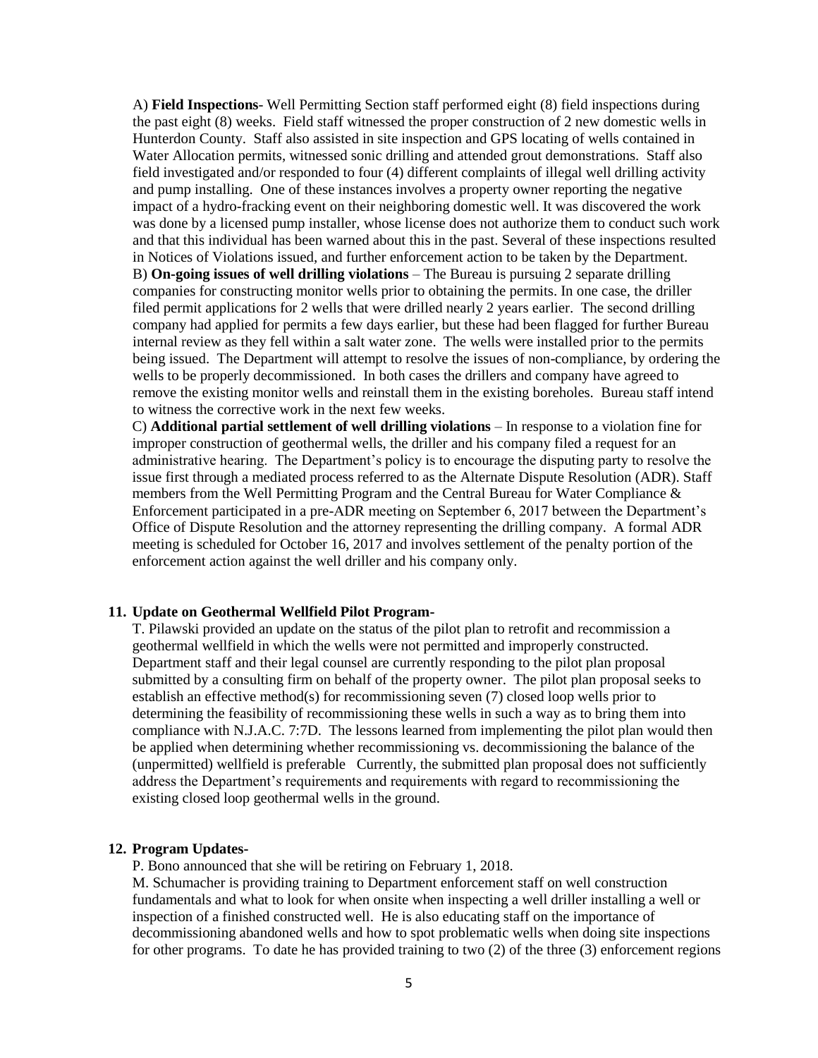A) **Field Inspections**- Well Permitting Section staff performed eight (8) field inspections during the past eight (8) weeks. Field staff witnessed the proper construction of 2 new domestic wells in Hunterdon County. Staff also assisted in site inspection and GPS locating of wells contained in Water Allocation permits, witnessed sonic drilling and attended grout demonstrations. Staff also field investigated and/or responded to four (4) different complaints of illegal well drilling activity and pump installing. One of these instances involves a property owner reporting the negative impact of a hydro-fracking event on their neighboring domestic well. It was discovered the work was done by a licensed pump installer, whose license does not authorize them to conduct such work and that this individual has been warned about this in the past. Several of these inspections resulted in Notices of Violations issued, and further enforcement action to be taken by the Department.

B) **On-going issues of well drilling violations** – The Bureau is pursuing 2 separate drilling companies for constructing monitor wells prior to obtaining the permits. In one case, the driller filed permit applications for 2 wells that were drilled nearly 2 years earlier. The second drilling company had applied for permits a few days earlier, but these had been flagged for further Bureau internal review as they fell within a salt water zone. The wells were installed prior to the permits being issued. The Department will attempt to resolve the issues of non-compliance, by ordering the wells to be properly decommissioned. In both cases the drillers and company have agreed to remove the existing monitor wells and reinstall them in the existing boreholes. Bureau staff intend to witness the corrective work in the next few weeks.

C) **Additional partial settlement of well drilling violations** – In response to a violation fine for improper construction of geothermal wells, the driller and his company filed a request for an administrative hearing. The Department's policy is to encourage the disputing party to resolve the issue first through a mediated process referred to as the Alternate Dispute Resolution (ADR). Staff members from the Well Permitting Program and the Central Bureau for Water Compliance & Enforcement participated in a pre-ADR meeting on September 6, 2017 between the Department's Office of Dispute Resolution and the attorney representing the drilling company. A formal ADR meeting is scheduled for October 16, 2017 and involves settlement of the penalty portion of the enforcement action against the well driller and his company only.

**11. Update on Geothermal Wellfield Pilot Program-**

T. Pilawski provided an update on the status of the pilot plan to retrofit and recommission a geothermal wellfield in which the wells were not permitted and improperly constructed. Department staff and their legal counsel are currently responding to the pilot plan proposal submitted by a consulting firm on behalf of the property owner. The pilot plan proposal seeks to establish an effective method(s) for recommissioning seven (7) closed loop wells prior to determining the feasibility of recommissioning these wells in such a way as to bring them into compliance with N.J.A.C. 7:7D. The lessons learned from implementing the pilot plan would then be applied when determining whether recommissioning vs. decommissioning the balance of the (unpermitted) wellfield is preferable Currently, the submitted plan proposal does not sufficiently address the Department's requirements and requirements with regard to recommissioning the existing closed loop geothermal wells in the ground.

**12. Program Updates-**

P. Bono announced that she will be retiring on February 1, 2018.

M. Schumacher is providing training to Department enforcement staff on well construction fundamentals and what to look for when onsite when inspecting a well driller installing a well or inspection of a finished constructed well. He is also educating staff on the importance of decommissioning abandoned wells and how to spot problematic wells when doing site inspections for other programs. To date he has provided training to two (2) of the three (3) enforcement regions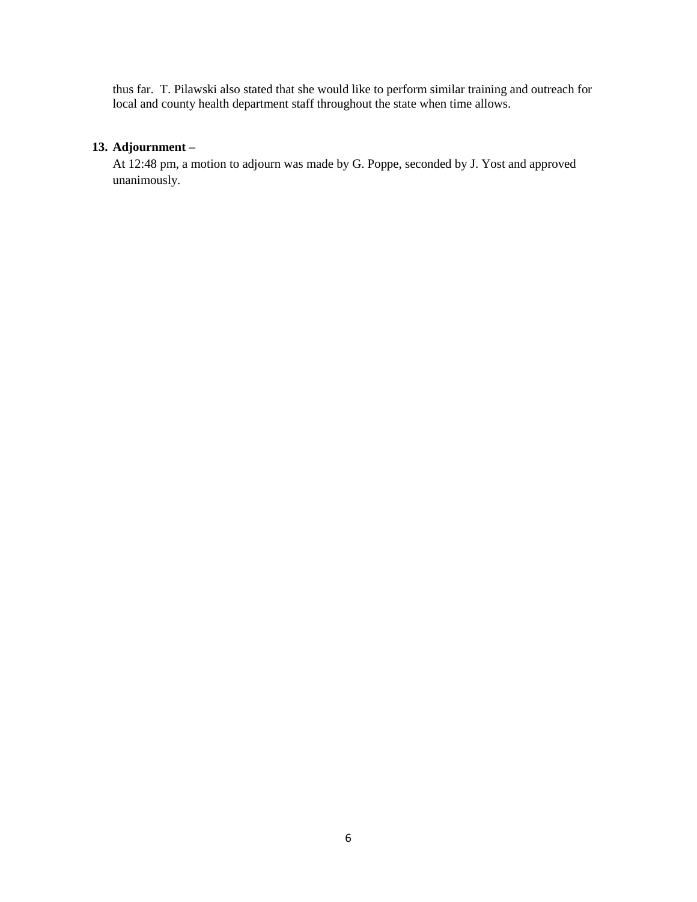thus far. T. Pilawski also stated that she would like to perform similar training and outreach for local and county health department staff throughout the state when time allows.

13. **Adjournment** –

At 12:48 pm, a motion to adjourn was made by G. Poppe, seconded by J. Yost and approved unanimously.